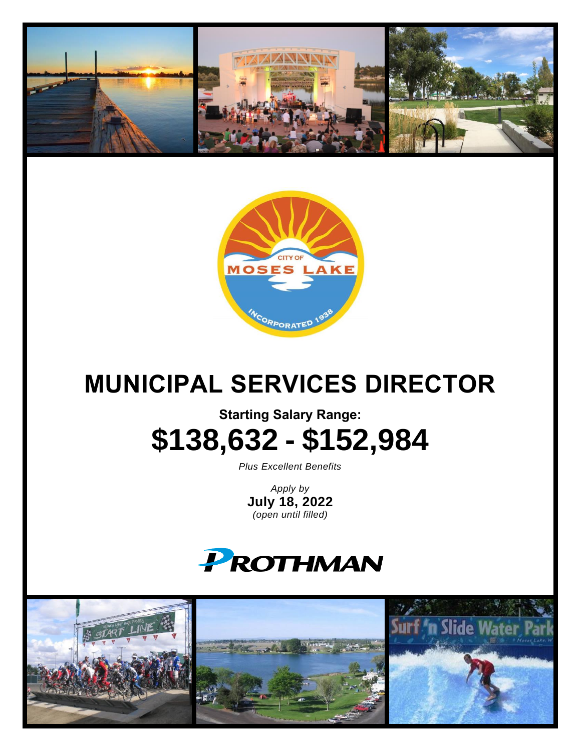# MUNICIPAL SERVICES DIRECTOR

**Starting Salary Range:**

# $138,632 - $152,984

*Plus Excellent Benefits*

*Apply by*
**July 18, 2022**
*(open until filled)*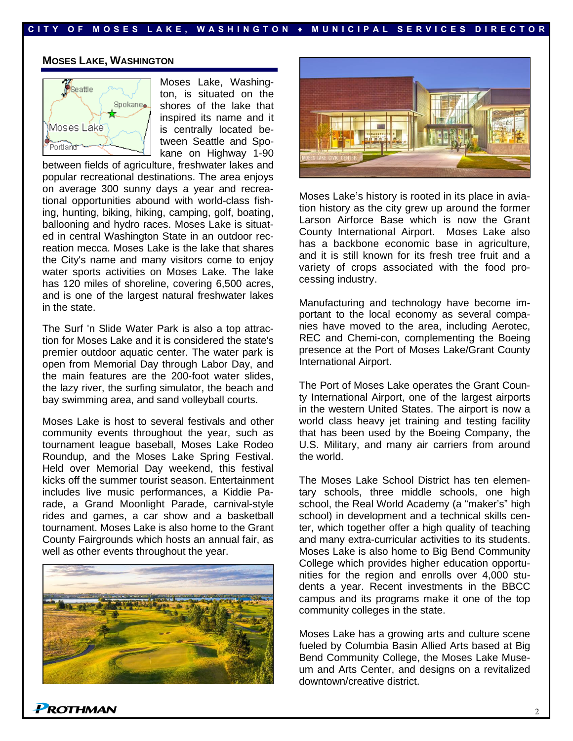## MOSES LAKE, WASHINGTON

Moses Lake, Washington, is situated on the shores of the lake that inspired its name and it is centrally located between Seattle and Spokane on Highway 1-90 between fields of agriculture, freshwater lakes and popular recreational destinations. The area enjoys on average 300 sunny days a year and recreational opportunities abound with world-class fishing, hunting, biking, hiking, camping, golf, boating, ballooning and hydro races. Moses Lake is situated in central Washington State in an outdoor recreation mecca. Moses Lake is the lake that shares the City's name and many visitors come to enjoy water sports activities on Moses Lake. The lake has 120 miles of shoreline, covering 6,500 acres, and is one of the largest natural freshwater lakes in the state.

The Surf 'n Slide Water Park is also a top attraction for Moses Lake and it is considered the state's premier outdoor aquatic center. The water park is open from Memorial Day through Labor Day, and the main features are the 200-foot water slides, the lazy river, the surfing simulator, the beach and bay swimming area, and sand volleyball courts.

Moses Lake is host to several festivals and other community events throughout the year, such as tournament league baseball, Moses Lake Rodeo Roundup, and the Moses Lake Spring Festival. Held over Memorial Day weekend, this festival kicks off the summer tourist season. Entertainment includes live music performances, a Kiddie Parade, a Grand Moonlight Parade, carnival-style rides and games, a car show and a basketball tournament. Moses Lake is also home to the Grant County Fairgrounds which hosts an annual fair, as well as other events throughout the year.

Moses Lake's history is rooted in its place in aviation history as the city grew up around the former Larson Airforce Base which is now the Grant County International Airport. Moses Lake also has a backbone economic base in agriculture, and it is still known for its fresh tree fruit and a variety of crops associated with the food processing industry.

Manufacturing and technology have become important to the local economy as several companies have moved to the area, including Aerotec, REC and Chemi-con, complementing the Boeing presence at the Port of Moses Lake/Grant County International Airport.

The Port of Moses Lake operates the Grant County International Airport, one of the largest airports in the western United States. The airport is now a world class heavy jet training and testing facility that has been used by the Boeing Company, the U.S. Military, and many air carriers from around the world.

The Moses Lake School District has ten elementary schools, three middle schools, one high school, the Real World Academy (a "maker's" high school) in development and a technical skills center, which together offer a high quality of teaching and many extra-curricular activities to its students. Moses Lake is also home to Big Bend Community College which provides higher education opportunities for the region and enrolls over 4,000 students a year. Recent investments in the BBCC campus and its programs make it one of the top community colleges in the state.

Moses Lake has a growing arts and culture scene fueled by Columbia Basin Allied Arts based at Big Bend Community College, the Moses Lake Museum and Arts Center, and designs on a revitalized downtown/creative district.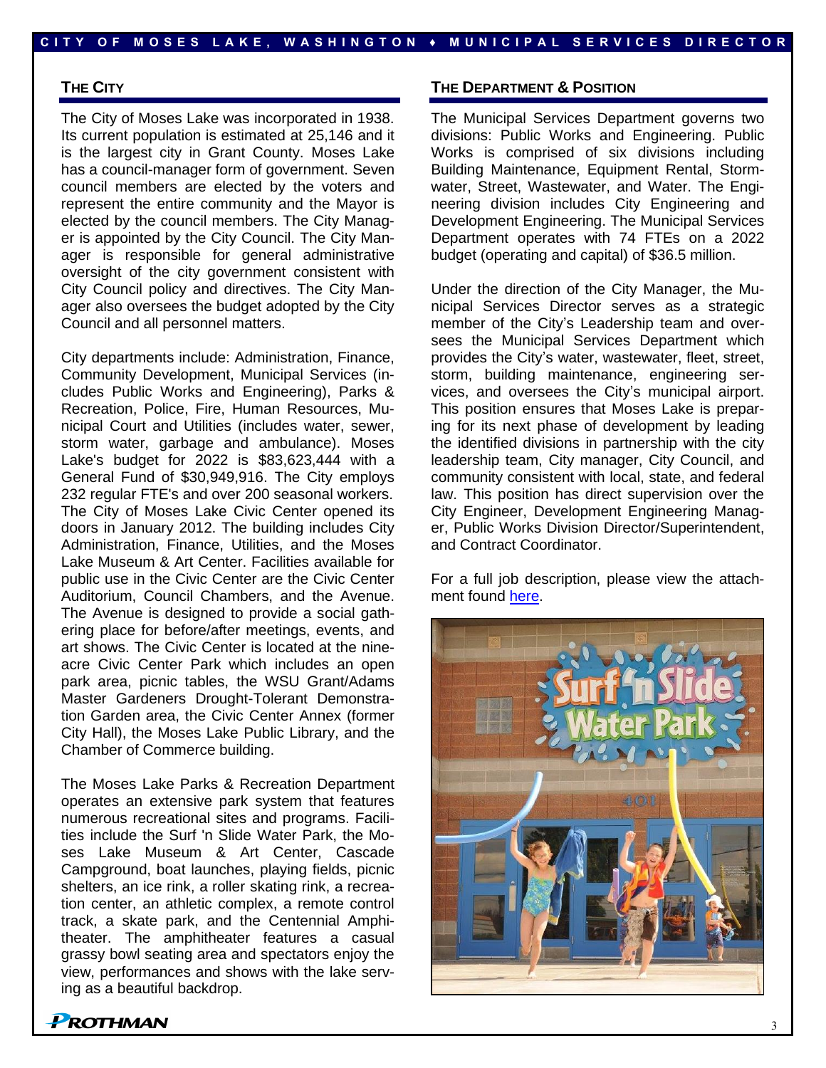## The City

The City of Moses Lake was incorporated in 1938. Its current population is estimated at 25,146 and it is the largest city in Grant County. Moses Lake has a council-manager form of government. Seven council members are elected by the voters and represent the entire community and the Mayor is elected by the council members. The City Manager is appointed by the City Council. The City Manager is responsible for general administrative oversight of the city government consistent with City Council policy and directives. The City Manager also oversees the budget adopted by the City Council and all personnel matters.

City departments include: Administration, Finance, Community Development, Municipal Services (includes Public Works and Engineering), Parks & Recreation, Police, Fire, Human Resources, Municipal Court and Utilities (includes water, sewer, storm water, garbage and ambulance). Moses Lake's budget for 2022 is $83,623,444 with a General Fund of $30,949,916. The City employs 232 regular FTE's and over 200 seasonal workers. The City of Moses Lake Civic Center opened its doors in January 2012. The building includes City Administration, Finance, Utilities, and the Moses Lake Museum & Art Center. Facilities available for public use in the Civic Center are the Civic Center Auditorium, Council Chambers, and the Avenue. The Avenue is designed to provide a social gathering place for before/after meetings, events, and art shows. The Civic Center is located at the nine-acre Civic Center Park which includes an open park area, picnic tables, the WSU Grant/Adams Master Gardeners Drought-Tolerant Demonstration Garden area, the Civic Center Annex (former City Hall), the Moses Lake Public Library, and the Chamber of Commerce building.

The Moses Lake Parks & Recreation Department operates an extensive park system that features numerous recreational sites and programs. Facilities include the Surf 'n Slide Water Park, the Moses Lake Museum & Art Center, Cascade Campground, boat launches, playing fields, picnic shelters, an ice rink, a roller skating rink, a recreation center, an athletic complex, a remote control track, a skate park, and the Centennial Amphitheater. The amphitheater features a casual grassy bowl seating area and spectators enjoy the view, performances and shows with the lake serving as a beautiful backdrop.

## The Department & Position

The Municipal Services Department governs two divisions: Public Works and Engineering. Public Works is comprised of six divisions including Building Maintenance, Equipment Rental, Stormwater, Street, Wastewater, and Water. The Engineering division includes City Engineering and Development Engineering. The Municipal Services Department operates with 74 FTEs on a 2022 budget (operating and capital) of $36.5 million.

Under the direction of the City Manager, the Municipal Services Director serves as a strategic member of the City's Leadership team and oversees the Municipal Services Department which provides the City's water, wastewater, fleet, street, storm, building maintenance, engineering services, and oversees the City's municipal airport. This position ensures that Moses Lake is preparing for its next phase of development by leading the identified divisions in partnership with the city leadership team, City manager, City Council, and community consistent with local, state, and federal law. This position has direct supervision over the City Engineer, Development Engineering Manager, Public Works Division Director/Superintendent, and Contract Coordinator.

For a full job description, please view the attachment found here.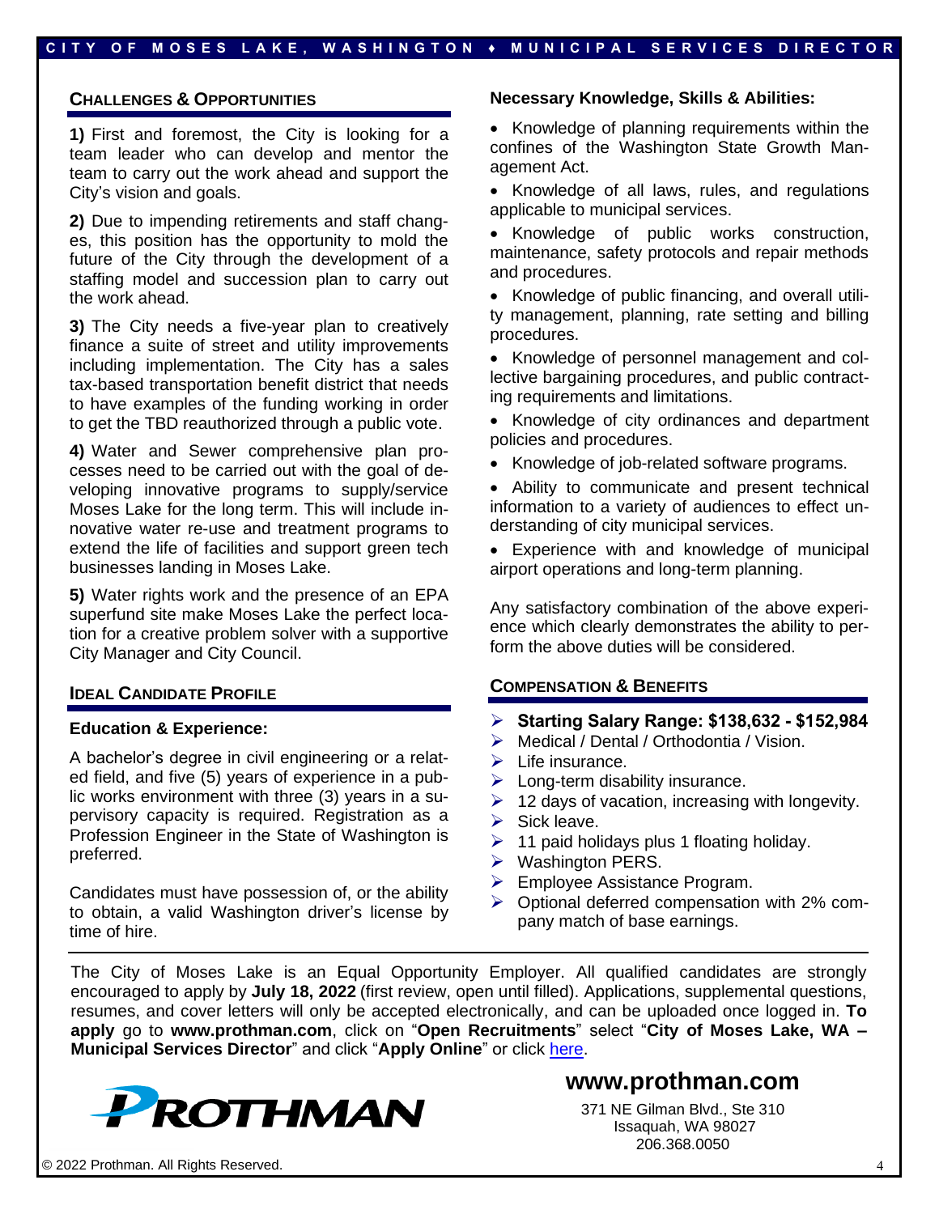## CHALLENGES & OPPORTUNITIES

**1)** First and foremost, the City is looking for a team leader who can develop and mentor the team to carry out the work ahead and support the City's vision and goals.

**2)** Due to impending retirements and staff changes, this position has the opportunity to mold the future of the City through the development of a staffing model and succession plan to carry out the work ahead.

**3)** The City needs a five-year plan to creatively finance a suite of street and utility improvements including implementation. The City has a sales tax-based transportation benefit district that needs to have examples of the funding working in order to get the TBD reauthorized through a public vote.

**4)** Water and Sewer comprehensive plan processes need to be carried out with the goal of developing innovative programs to supply/service Moses Lake for the long term. This will include innovative water re-use and treatment programs to extend the life of facilities and support green tech businesses landing in Moses Lake.

**5)** Water rights work and the presence of an EPA superfund site make Moses Lake the perfect location for a creative problem solver with a supportive City Manager and City Council.

## IDEAL CANDIDATE PROFILE

### Education & Experience:

A bachelor's degree in civil engineering or a related field, and five (5) years of experience in a public works environment with three (3) years in a supervisory capacity is required. Registration as a Profession Engineer in the State of Washington is preferred.

Candidates must have possession of, or the ability to obtain, a valid Washington driver's license by time of hire.

### Necessary Knowledge, Skills & Abilities:

- Knowledge of planning requirements within the confines of the Washington State Growth Management Act.
- Knowledge of all laws, rules, and regulations applicable to municipal services.
- Knowledge of public works construction, maintenance, safety protocols and repair methods and procedures.
- Knowledge of public financing, and overall utility management, planning, rate setting and billing procedures.
- Knowledge of personnel management and collective bargaining procedures, and public contracting requirements and limitations.
- Knowledge of city ordinances and department policies and procedures.
- Knowledge of job-related software programs.
- Ability to communicate and present technical information to a variety of audiences to effect understanding of city municipal services.
- Experience with and knowledge of municipal airport operations and long-term planning.

Any satisfactory combination of the above experience which clearly demonstrates the ability to perform the above duties will be considered.

## COMPENSATION & BENEFITS

- **Starting Salary Range: $138,632 - $152,984**
- Medical / Dental / Orthodontia / Vision.
- Life insurance.
- Long-term disability insurance.
- 12 days of vacation, increasing with longevity.
- Sick leave.
- 11 paid holidays plus 1 floating holiday.
- Washington PERS.
- Employee Assistance Program.
- Optional deferred compensation with 2% company match of base earnings.

The City of Moses Lake is an Equal Opportunity Employer. All qualified candidates are strongly encouraged to apply by **July 18, 2022** (first review, open until filled). Applications, supplemental questions, resumes, and cover letters will only be accepted electronically, and can be uploaded once logged in. **To apply** go to **www.prothman.com**, click on "**Open Recruitments**" select "**City of Moses Lake, WA – Municipal Services Director**" and click "**Apply Online**" or click here.

PROTHMAN

**www.prothman.com**

371 NE Gilman Blvd., Ste 310
Issaquah, WA 98027
206.368.0050

© 2022 Prothman. All Rights Reserved.